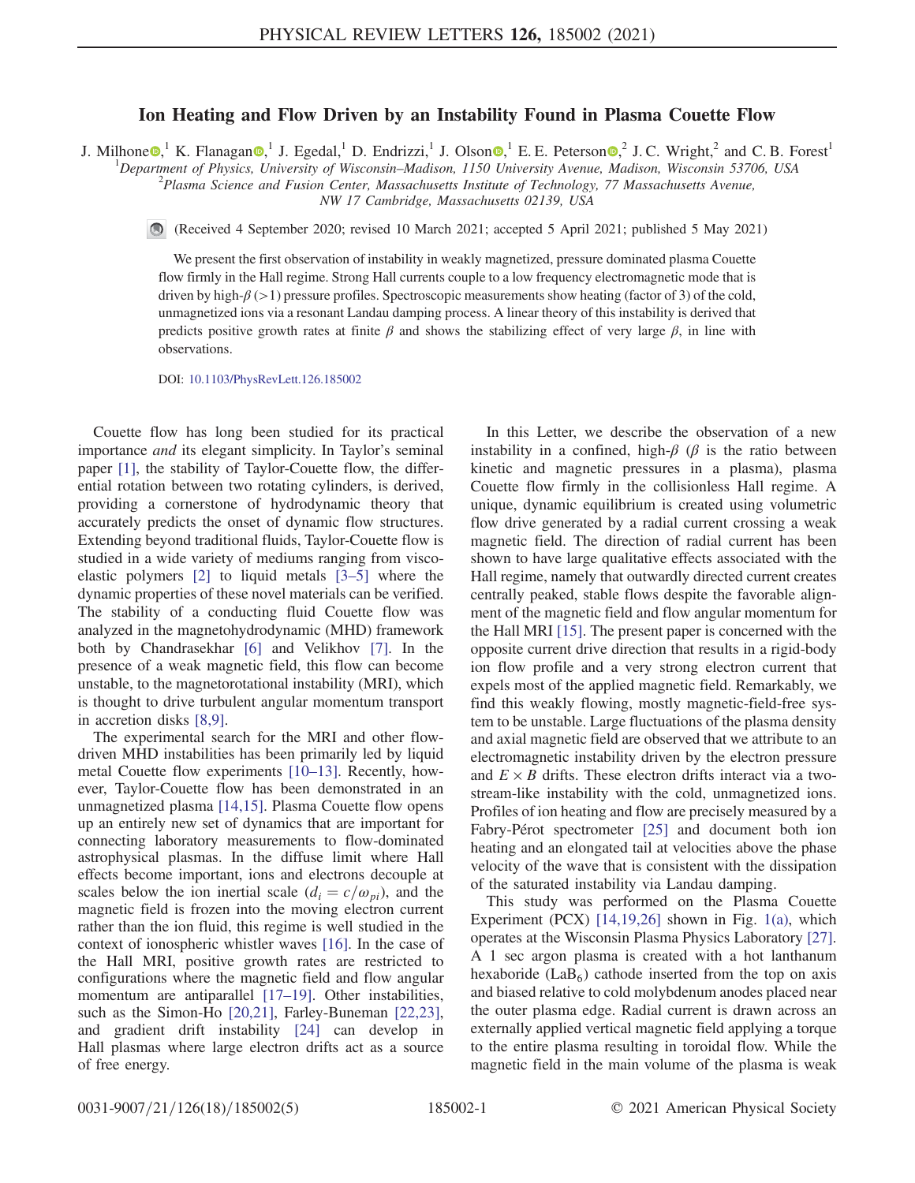# Ion Heating and Flow Driven by an Instability Found in Plasma Couette Flow

J. Milhone,[1] K. Flanagan,[1] J. Egedal,[1] D. Endrizzi,[1] J. Olson,[1] E. E. Peterson,[2] J. C. Wright,[2] and C. B. Forest[1]

[1]Department of Physics, University of Wisconsin–Madison, 1150 University Avenue, Madison, Wisconsin 53706, USA

[2]Plasma Science and Fusion Center, Massachusetts Institute of Technology, 77 Massachusetts Avenue, NW 17 Cambridge, Massachusetts 02139, USA

(Received 4 September 2020; revised 10 March 2021; accepted 5 April 2021; published 5 May 2021)

We present the first observation of instability in weakly magnetized, pressure dominated plasma Couette flow firmly in the Hall regime. Strong Hall currents couple to a low frequency electromagnetic mode that is driven by high-$\beta$ ($>1$) pressure profiles. Spectroscopic measurements show heating (factor of 3) of the cold, unmagnetized ions via a resonant Landau damping process. A linear theory of this instability is derived that predicts positive growth rates at finite $\beta$ and shows the stabilizing effect of very large $\beta$, in line with observations.

DOI: 10.1103/PhysRevLett.126.185002

Couette flow has long been studied for its practical importance *and* its elegant simplicity. In Taylor's seminal paper [1], the stability of Taylor-Couette flow, the differential rotation between two rotating cylinders, is derived, providing a cornerstone of hydrodynamic theory that accurately predicts the onset of dynamic flow structures. Extending beyond traditional fluids, Taylor-Couette flow is studied in a wide variety of mediums ranging from viscoelastic polymers [2] to liquid metals [3–5] where the dynamic properties of these novel materials can be verified. The stability of a conducting fluid Couette flow was analyzed in the magnetohydrodynamic (MHD) framework both by Chandrasekhar [6] and Velikhov [7]. In the presence of a weak magnetic field, this flow can become unstable, to the magnetorotational instability (MRI), which is thought to drive turbulent angular momentum transport in accretion disks [8,9].

The experimental search for the MRI and other flow-driven MHD instabilities has been primarily led by liquid metal Couette flow experiments [10–13]. Recently, however, Taylor-Couette flow has been demonstrated in an unmagnetized plasma [14,15]. Plasma Couette flow opens up an entirely new set of dynamics that are important for connecting laboratory measurements to flow-dominated astrophysical plasmas. In the diffuse limit where Hall effects become important, ions and electrons decouple at scales below the ion inertial scale ($d_i = c/\omega_{pi}$), and the magnetic field is frozen into the moving electron current rather than the ion fluid, this regime is well studied in the context of ionospheric whistler waves [16]. In the case of the Hall MRI, positive growth rates are restricted to configurations where the magnetic field and flow angular momentum are antiparallel [17–19]. Other instabilities, such as the Simon-Ho [20,21], Farley-Buneman [22,23], and gradient drift instability [24] can develop in Hall plasmas where large electron drifts act as a source of free energy.

In this Letter, we describe the observation of a new instability in a confined, high-$\beta$ ($\beta$ is the ratio between kinetic and magnetic pressures in a plasma), plasma Couette flow firmly in the collisionless Hall regime. A unique, dynamic equilibrium is created using volumetric flow drive generated by a radial current crossing a weak magnetic field. The direction of radial current has been shown to have large qualitative effects associated with the Hall regime, namely that outwardly directed current creates centrally peaked, stable flows despite the favorable alignment of the magnetic field and flow angular momentum for the Hall MRI [15]. The present paper is concerned with the opposite current drive direction that results in a rigid-body ion flow profile and a very strong electron current that expels most of the applied magnetic field. Remarkably, we find this weakly flowing, mostly magnetic-field-free system to be unstable. Large fluctuations of the plasma density and axial magnetic field are observed that we attribute to an electromagnetic instability driven by the electron pressure and $E \times B$ drifts. These electron drifts interact via a two-stream-like instability with the cold, unmagnetized ions. Profiles of ion heating and flow are precisely measured by a Fabry-Pérot spectrometer [25] and document both ion heating and an elongated tail at velocities above the phase velocity of the wave that is consistent with the dissipation of the saturated instability via Landau damping.

This study was performed on the Plasma Couette Experiment (PCX) [14,19,26] shown in Fig. 1(a), which operates at the Wisconsin Plasma Physics Laboratory [27]. A 1 sec argon plasma is created with a hot lanthanum hexaboride ($LaB_6$) cathode inserted from the top on axis and biased relative to cold molybdenum anodes placed near the outer plasma edge. Radial current is drawn across an externally applied vertical magnetic field applying a torque to the entire plasma resulting in toroidal flow. While the magnetic field in the main volume of the plasma is weak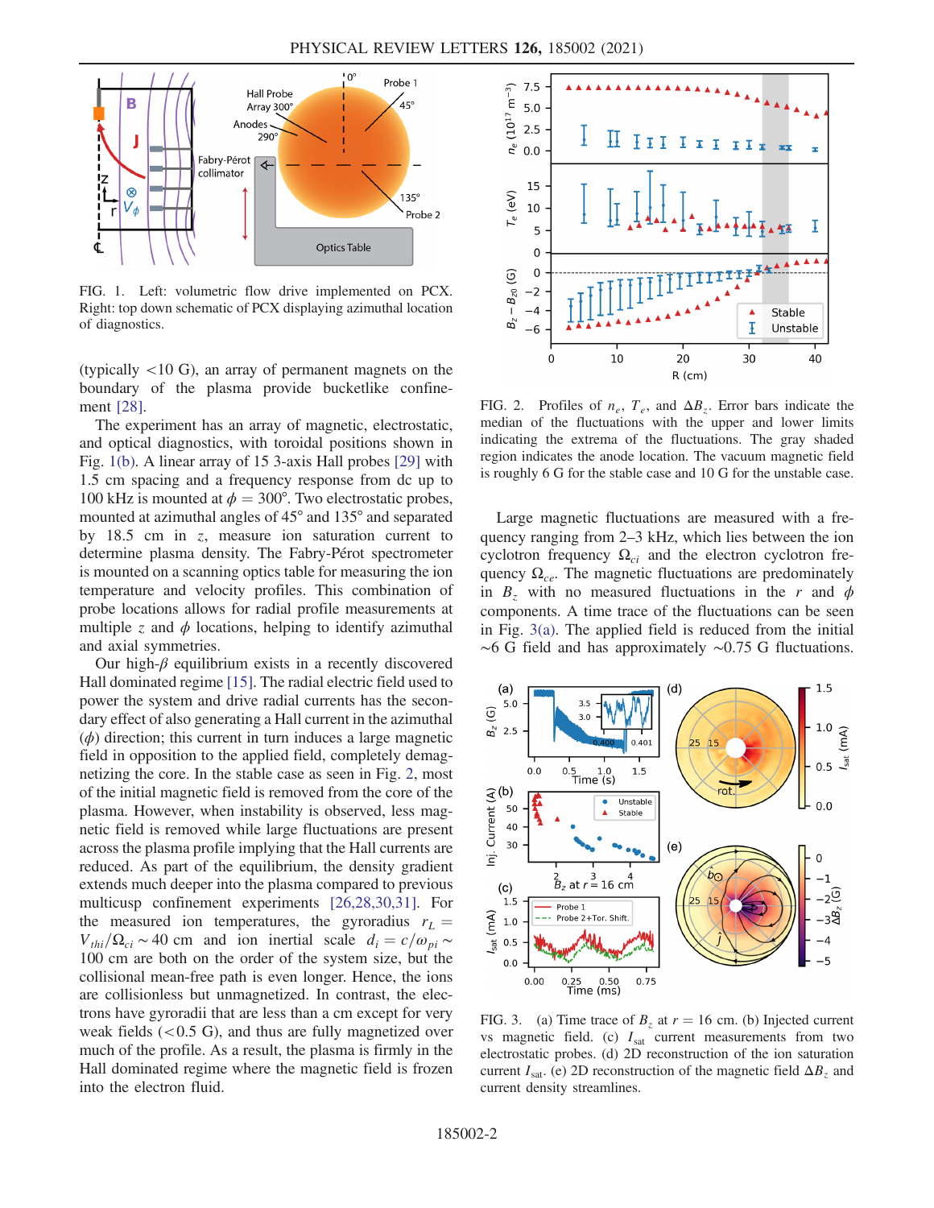FIG. 1. Left: volumetric flow drive implemented on PCX. Right: top down schematic of PCX displaying azimuthal location of diagnostics.

(typically <10 G), an array of permanent magnets on the boundary of the plasma provide bucketlike confinement [28].

The experiment has an array of magnetic, electrostatic, and optical diagnostics, with toroidal positions shown in Fig. 1(b). A linear array of 15 3-axis Hall probes [29] with 1.5 cm spacing and a frequency response from dc up to 100 kHz is mounted at $\phi = 300°$. Two electrostatic probes, mounted at azimuthal angles of 45° and 135° and separated by 18.5 cm in $z$, measure ion saturation current to determine plasma density. The Fabry-Pérot spectrometer is mounted on a scanning optics table for measuring the ion temperature and velocity profiles. This combination of probe locations allows for radial profile measurements at multiple $z$ and $\phi$ locations, helping to identify azimuthal and axial symmetries.

Our high-$\beta$ equilibrium exists in a recently discovered Hall dominated regime [15]. The radial electric field used to power the system and drive radial currents has the secondary effect of also generating a Hall current in the azimuthal ($\phi$) direction; this current in turn induces a large magnetic field in opposition to the applied field, completely demagnetizing the core. In the stable case as seen in Fig. 2, most of the initial magnetic field is removed from the core of the plasma. However, when instability is observed, less magnetic field is removed while large fluctuations are present across the plasma profile implying that the Hall currents are reduced. As part of the equilibrium, the density gradient extends much deeper into the plasma compared to previous multicusp confinement experiments [26,28,30,31]. For the measured ion temperatures, the gyroradius $r_L = V_{thi}/\Omega_{ci} \sim 40$ cm and ion inertial scale $d_i = c/\omega_{pi} \sim 100$ cm are both on the order of the system size, but the collisional mean-free path is even longer. Hence, the ions are collisionless but unmagnetized. In contrast, the electrons have gyroradii that are less than a cm except for very weak fields (<0.5 G), and thus are fully magnetized over much of the profile. As a result, the plasma is firmly in the Hall dominated regime where the magnetic field is frozen into the electron fluid.

FIG. 2. Profiles of $n_e$, $T_e$, and $\Delta B_z$. Error bars indicate the median of the fluctuations with the upper and lower limits indicating the extrema of the fluctuations. The gray shaded region indicates the anode location. The vacuum magnetic field is roughly 6 G for the stable case and 10 G for the unstable case.

Large magnetic fluctuations are measured with a frequency ranging from 2–3 kHz, which lies between the ion cyclotron frequency $\Omega_{ci}$ and the electron cyclotron frequency $\Omega_{ce}$. The magnetic fluctuations are predominately in $B_z$ with no measured fluctuations in the $r$ and $\phi$ components. A time trace of the fluctuations can be seen in Fig. 3(a). The applied field is reduced from the initial ~6 G field and has approximately ~0.75 G fluctuations.

FIG. 3. (a) Time trace of $B_z$ at $r = 16$ cm. (b) Injected current vs magnetic field. (c) $I_{sat}$ current measurements from two electrostatic probes. (d) 2D reconstruction of the ion saturation current $I_{sat}$. (e) 2D reconstruction of the magnetic field $\Delta B_z$ and current density streamlines.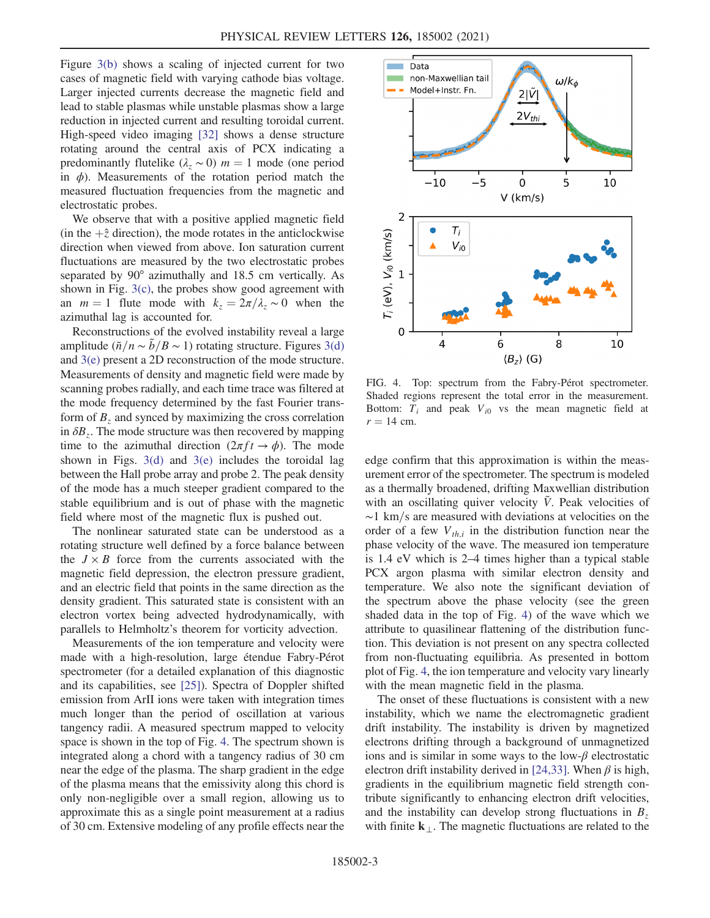Figure 3(b) shows a scaling of injected current for two cases of magnetic field with varying cathode bias voltage. Larger injected currents decrease the magnetic field and lead to stable plasmas while unstable plasmas show a large reduction in injected current and resulting toroidal current. High-speed video imaging [32] shows a dense structure rotating around the central axis of PCX indicating a predominantly flutelike ($\lambda_z \sim 0$) $m = 1$ mode (one period in $\phi$). Measurements of the rotation period match the measured fluctuation frequencies from the magnetic and electrostatic probes.

We observe that with a positive applied magnetic field (in the $+\hat{z}$ direction), the mode rotates in the anticlockwise direction when viewed from above. Ion saturation current fluctuations are measured by the two electrostatic probes separated by 90° azimuthally and 18.5 cm vertically. As shown in Fig. 3(c), the probes show good agreement with an $m = 1$ flute mode with $k_z = 2\pi/\lambda_z \sim 0$ when the azimuthal lag is accounted for.

Reconstructions of the evolved instability reveal a large amplitude ($\tilde{n}/n \sim \tilde{b}/B \sim 1$) rotating structure. Figures 3(d) and 3(e) present a 2D reconstruction of the mode structure. Measurements of density and magnetic field were made by scanning probes radially, and each time trace was filtered at the mode frequency determined by the fast Fourier transform of $B_z$ and synced by maximizing the cross correlation in $\delta B_z$. The mode structure was then recovered by mapping time to the azimuthal direction ($2\pi f t \to \phi$). The mode shown in Figs. 3(d) and 3(e) includes the toroidal lag between the Hall probe array and probe 2. The peak density of the mode has a much steeper gradient compared to the stable equilibrium and is out of phase with the magnetic field where most of the magnetic flux is pushed out.

The nonlinear saturated state can be understood as a rotating structure well defined by a force balance between the $J \times B$ force from the currents associated with the magnetic field depression, the electron pressure gradient, and an electric field that points in the same direction as the density gradient. This saturated state is consistent with an electron vortex being advected hydrodynamically, with parallels to Helmholtz's theorem for vorticity advection.

Measurements of the ion temperature and velocity were made with a high-resolution, large étendue Fabry-Pérot spectrometer (for a detailed explanation of this diagnostic and its capabilities, see [25]). Spectra of Doppler shifted emission from ArII ions were taken with integration times much longer than the period of oscillation at various tangency radii. A measured spectrum mapped to velocity space is shown in the top of Fig. 4. The spectrum shown is integrated along a chord with a tangency radius of 30 cm near the edge of the plasma. The sharp gradient in the edge of the plasma means that the emissivity along this chord is only non-negligible over a small region, allowing us to approximate this as a single point measurement at a radius of 30 cm. Extensive modeling of any profile effects near the edge confirm that this approximation is within the measurement error of the spectrometer. The spectrum is modeled as a thermally broadened, drifting Maxwellian distribution with an oscillating quiver velocity $\tilde{V}$. Peak velocities of $\sim$1 km/s are measured with deviations at velocities on the order of a few $V_{th,i}$ in the distribution function near the phase velocity of the wave. The measured ion temperature is 1.4 eV which is 2–4 times higher than a typical stable PCX argon plasma with similar electron density and temperature. We also note the significant deviation of the spectrum above the phase velocity (see the green shaded data in the top of Fig. 4) of the wave which we attribute to quasilinear flattening of the distribution function. This deviation is not present on any spectra collected from non-fluctuating equilibria. As presented in bottom plot of Fig. 4, the ion temperature and velocity vary linearly with the mean magnetic field in the plasma.

FIG. 4. Top: spectrum from the Fabry-Pérot spectrometer. Shaded regions represent the total error in the measurement. Bottom: $T_i$ and peak $V_{i0}$ vs the mean magnetic field at $r = 14$ cm.

The onset of these fluctuations is consistent with a new instability, which we name the electromagnetic gradient drift instability. The instability is driven by magnetized electrons drifting through a background of unmagnetized ions and is similar in some ways to the low-$\beta$ electrostatic electron drift instability derived in [24,33]. When $\beta$ is high, gradients in the equilibrium magnetic field strength contribute significantly to enhancing electron drift velocities, and the instability can develop strong fluctuations in $B_z$ with finite $\mathbf{k}_\perp$. The magnetic fluctuations are related to the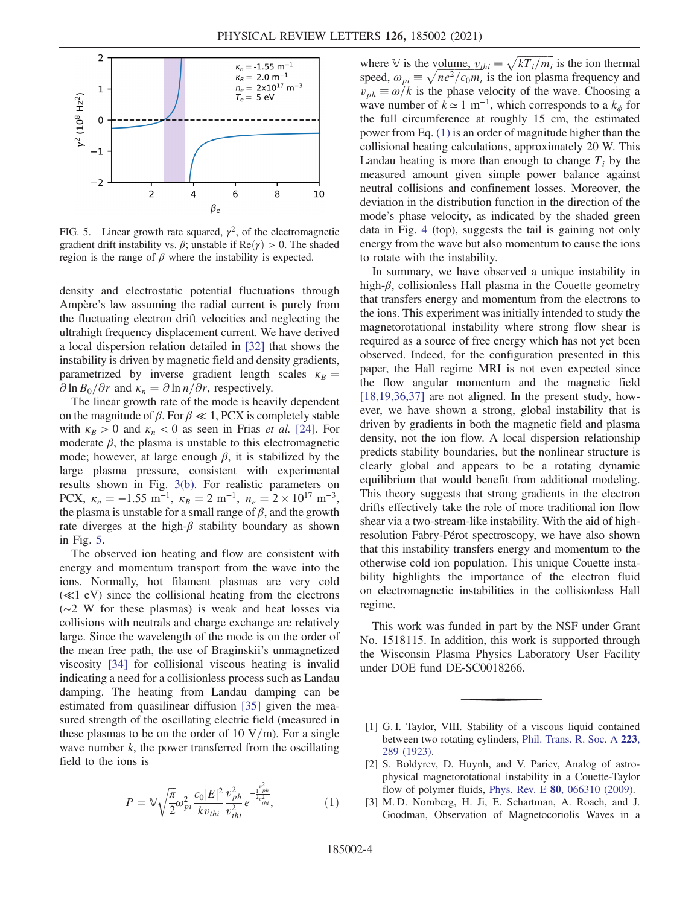FIG. 5. Linear growth rate squared, $\gamma^2$, of the electromagnetic gradient drift instability vs. $\beta$; unstable if $\mathrm{Re}(\gamma) > 0$. The shaded region is the range of $\beta$ where the instability is expected.

density and electrostatic potential fluctuations through Ampère's law assuming the radial current is purely from the fluctuating electron drift velocities and neglecting the ultrahigh frequency displacement current. We have derived a local dispersion relation detailed in [32] that shows the instability is driven by magnetic field and density gradients, parametrized by inverse gradient length scales $\kappa_B = \partial \ln B_0/\partial r$ and $\kappa_n = \partial \ln n/\partial r$, respectively.

The linear growth rate of the mode is heavily dependent on the magnitude of $\beta$. For $\beta \ll 1$, PCX is completely stable with $\kappa_B > 0$ and $\kappa_n < 0$ as seen in Frias *et al.* [24]. For moderate $\beta$, the plasma is unstable to this electromagnetic mode; however, at large enough $\beta$, it is stabilized by the large plasma pressure, consistent with experimental results shown in Fig. 3(b). For realistic parameters on PCX, $\kappa_n = -1.55\ \mathrm{m}^{-1}$, $\kappa_B = 2\ \mathrm{m}^{-1}$, $n_e = 2 \times 10^{17}\ \mathrm{m}^{-3}$, the plasma is unstable for a small range of $\beta$, and the growth rate diverges at the high-$\beta$ stability boundary as shown in Fig. 5.

The observed ion heating and flow are consistent with energy and momentum transport from the wave into the ions. Normally, hot filament plasmas are very cold ($\ll$1 eV) since the collisional heating from the electrons ($\sim$2 W for these plasmas) is weak and heat losses via collisions with neutrals and charge exchange are relatively large. Since the wavelength of the mode is on the order of the mean free path, the use of Braginskii's unmagnetized viscosity [34] for collisional viscous heating is invalid indicating a need for a collisionless process such as Landau damping. The heating from Landau damping can be estimated from quasilinear diffusion [35] given the measured strength of the oscillating electric field (measured in these plasmas to be on the order of 10 V/m). For a single wave number $k$, the power transferred from the oscillating field to the ions is

$$P = \mathbb{V}\sqrt{\frac{\pi}{2}}\omega_{pi}^2 \frac{\epsilon_0 |E|^2}{k v_{thi}} \frac{v_{ph}^2}{v_{thi}^2} e^{-\frac{1}{2}\frac{v_{ph}^2}{v_{thi}^2}}, \tag{1}$$

where $\mathbb{V}$ is the volume, $v_{thi} \equiv \sqrt{kT_i/m_i}$ is the ion thermal speed, $\omega_{pi} \equiv \sqrt{ne^2/\epsilon_0 m_i}$ is the ion plasma frequency and $v_{ph} \equiv \omega/k$ is the phase velocity of the wave. Choosing a wave number of $k \simeq 1\ \mathrm{m}^{-1}$, which corresponds to a $k_\phi$ for the full circumference at roughly 15 cm, the estimated power from Eq. (1) is an order of magnitude higher than the collisional heating calculations, approximately 20 W. This Landau heating is more than enough to change $T_i$ by the measured amount given simple power balance against neutral collisions and confinement losses. Moreover, the deviation in the distribution function in the direction of the mode's phase velocity, as indicated by the shaded green data in Fig. 4 (top), suggests the tail is gaining not only energy from the wave but also momentum to cause the ions to rotate with the instability.

In summary, we have observed a unique instability in high-$\beta$, collisionless Hall plasma in the Couette geometry that transfers energy and momentum from the electrons to the ions. This experiment was initially intended to study the magnetorotational instability where strong flow shear is required as a source of free energy which has not yet been observed. Indeed, for the configuration presented in this paper, the Hall regime MRI is not even expected since the flow angular momentum and the magnetic field [18,19,36,37] are not aligned. In the present study, however, we have shown a strong, global instability that is driven by gradients in both the magnetic field and plasma density, not the ion flow. A local dispersion relationship predicts stability boundaries, but the nonlinear structure is clearly global and appears to be a rotating dynamic equilibrium that would benefit from additional modeling. This theory suggests that strong gradients in the electron drifts effectively take the role of more traditional ion flow shear via a two-stream-like instability. With the aid of high-resolution Fabry-Pérot spectroscopy, we have also shown that this instability transfers energy and momentum to the otherwise cold ion population. This unique Couette instability highlights the importance of the electron fluid on electromagnetic instabilities in the collisionless Hall regime.

This work was funded in part by the NSF under Grant No. 1518115. In addition, this work is supported through the Wisconsin Plasma Physics Laboratory User Facility under DOE fund DE-SC0018266.

[1] G. I. Taylor, VIII. Stability of a viscous liquid contained between two rotating cylinders, Phil. Trans. R. Soc. A **223**, 289 (1923).

[2] S. Boldyrev, D. Huynh, and V. Pariev, Analog of astrophysical magnetorotational instability in a Couette-Taylor flow of polymer fluids, Phys. Rev. E **80**, 066310 (2009).

[3] M. D. Nornberg, H. Ji, E. Schartman, A. Roach, and J. Goodman, Observation of Magnetocoriolis Waves in a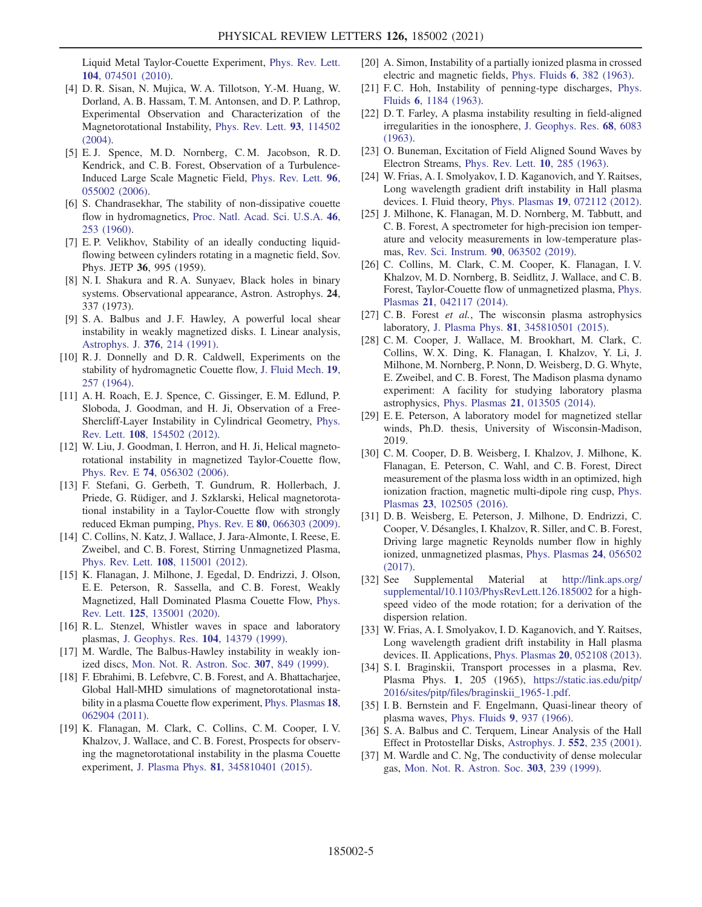Liquid Metal Taylor-Couette Experiment, Phys. Rev. Lett. **104**, 074501 (2010).

[4] D. R. Sisan, N. Mujica, W. A. Tillotson, Y.-M. Huang, W. Dorland, A. B. Hassam, T. M. Antonsen, and D. P. Lathrop, Experimental Observation and Characterization of the Magnetorotational Instability, Phys. Rev. Lett. **93**, 114502 (2004).

[5] E. J. Spence, M. D. Nornberg, C. M. Jacobson, R. D. Kendrick, and C. B. Forest, Observation of a Turbulence-Induced Large Scale Magnetic Field, Phys. Rev. Lett. **96**, 055002 (2006).

[6] S. Chandrasekhar, The stability of non-dissipative couette flow in hydromagnetics, Proc. Natl. Acad. Sci. U.S.A. **46**, 253 (1960).

[7] E. P. Velikhov, Stability of an ideally conducting liquid-flowing between cylinders rotating in a magnetic field, Sov. Phys. JETP **36**, 995 (1959).

[8] N. I. Shakura and R. A. Sunyaev, Black holes in binary systems. Observational appearance, Astron. Astrophys. **24**, 337 (1973).

[9] S. A. Balbus and J. F. Hawley, A powerful local shear instability in weakly magnetized disks. I. Linear analysis, Astrophys. J. **376**, 214 (1991).

[10] R. J. Donnelly and D. R. Caldwell, Experiments on the stability of hydromagnetic Couette flow, J. Fluid Mech. **19**, 257 (1964).

[11] A. H. Roach, E. J. Spence, C. Gissinger, E. M. Edlund, P. Sloboda, J. Goodman, and H. Ji, Observation of a Free-Shercliff-Layer Instability in Cylindrical Geometry, Phys. Rev. Lett. **108**, 154502 (2012).

[12] W. Liu, J. Goodman, I. Herron, and H. Ji, Helical magnetorotational instability in magnetized Taylor-Couette flow, Phys. Rev. E **74**, 056302 (2006).

[13] F. Stefani, G. Gerbeth, T. Gundrum, R. Hollerbach, J. Priede, G. Rüdiger, and J. Szklarski, Helical magnetorotational instability in a Taylor-Couette flow with strongly reduced Ekman pumping, Phys. Rev. E **80**, 066303 (2009).

[14] C. Collins, N. Katz, J. Wallace, J. Jara-Almonte, I. Reese, E. Zweibel, and C. B. Forest, Stirring Unmagnetized Plasma, Phys. Rev. Lett. **108**, 115001 (2012).

[15] K. Flanagan, J. Milhone, J. Egedal, D. Endrizzi, J. Olson, E. E. Peterson, R. Sassella, and C. B. Forest, Weakly Magnetized, Hall Dominated Plasma Couette Flow, Phys. Rev. Lett. **125**, 135001 (2020).

[16] R. L. Stenzel, Whistler waves in space and laboratory plasmas, J. Geophys. Res. **104**, 14379 (1999).

[17] M. Wardle, The Balbus-Hawley instability in weakly ionized discs, Mon. Not. R. Astron. Soc. **307**, 849 (1999).

[18] F. Ebrahimi, B. Lefebvre, C. B. Forest, and A. Bhattacharjee, Global Hall-MHD simulations of magnetorotational instability in a plasma Couette flow experiment, Phys. Plasmas **18**, 062904 (2011).

[19] K. Flanagan, M. Clark, C. Collins, C. M. Cooper, I. V. Khalzov, J. Wallace, and C. B. Forest, Prospects for observing the magnetorotational instability in the plasma Couette experiment, J. Plasma Phys. **81**, 345810401 (2015).

[20] A. Simon, Instability of a partially ionized plasma in crossed electric and magnetic fields, Phys. Fluids **6**, 382 (1963).

[21] F. C. Hoh, Instability of penning-type discharges, Phys. Fluids **6**, 1184 (1963).

[22] D. T. Farley, A plasma instability resulting in field-aligned irregularities in the ionosphere, J. Geophys. Res. **68**, 6083 (1963).

[23] O. Buneman, Excitation of Field Aligned Sound Waves by Electron Streams, Phys. Rev. Lett. **10**, 285 (1963).

[24] W. Frias, A. I. Smolyakov, I. D. Kaganovich, and Y. Raitses, Long wavelength gradient drift instability in Hall plasma devices. I. Fluid theory, Phys. Plasmas **19**, 072112 (2012).

[25] J. Milhone, K. Flanagan, M. D. Nornberg, M. Tabbutt, and C. B. Forest, A spectrometer for high-precision ion temperature and velocity measurements in low-temperature plasmas, Rev. Sci. Instrum. **90**, 063502 (2019).

[26] C. Collins, M. Clark, C. M. Cooper, K. Flanagan, I. V. Khalzov, M. D. Nornberg, B. Seidlitz, J. Wallace, and C. B. Forest, Taylor-Couette flow of unmagnetized plasma, Phys. Plasmas **21**, 042117 (2014).

[27] C. B. Forest *et al.*, The wisconsin plasma astrophysics laboratory, J. Plasma Phys. **81**, 345810501 (2015).

[28] C. M. Cooper, J. Wallace, M. Brookhart, M. Clark, C. Collins, W. X. Ding, K. Flanagan, I. Khalzov, Y. Li, J. Milhone, M. Nornberg, P. Nonn, D. Weisberg, D. G. Whyte, E. Zweibel, and C. B. Forest, The Madison plasma dynamo experiment: A facility for studying laboratory plasma astrophysics, Phys. Plasmas **21**, 013505 (2014).

[29] E. E. Peterson, A laboratory model for magnetized stellar winds, Ph.D. thesis, University of Wisconsin-Madison, 2019.

[30] C. M. Cooper, D. B. Weisberg, I. Khalzov, J. Milhone, K. Flanagan, E. Peterson, C. Wahl, and C. B. Forest, Direct measurement of the plasma loss width in an optimized, high ionization fraction, magnetic multi-dipole ring cusp, Phys. Plasmas **23**, 102505 (2016).

[31] D. B. Weisberg, E. Peterson, J. Milhone, D. Endrizzi, C. Cooper, V. Désangles, I. Khalzov, R. Siller, and C. B. Forest, Driving large magnetic Reynolds number flow in highly ionized, unmagnetized plasmas, Phys. Plasmas **24**, 056502 (2017).

[32] See Supplemental Material at http://link.aps.org/supplemental/10.1103/PhysRevLett.126.185002 for a high-speed video of the mode rotation; for a derivation of the dispersion relation.

[33] W. Frias, A. I. Smolyakov, I. D. Kaganovich, and Y. Raitses, Long wavelength gradient drift instability in Hall plasma devices. II. Applications, Phys. Plasmas **20**, 052108 (2013).

[34] S. I. Braginskii, Transport processes in a plasma, Rev. Plasma Phys. **1**, 205 (1965), https://static.ias.edu/pitp/2016/sites/pitp/files/braginskii_1965-1.pdf.

[35] I. B. Bernstein and F. Engelmann, Quasi-linear theory of plasma waves, Phys. Fluids **9**, 937 (1966).

[36] S. A. Balbus and C. Terquem, Linear Analysis of the Hall Effect in Protostellar Disks, Astrophys. J. **552**, 235 (2001).

[37] M. Wardle and C. Ng, The conductivity of dense molecular gas, Mon. Not. R. Astron. Soc. **303**, 239 (1999).